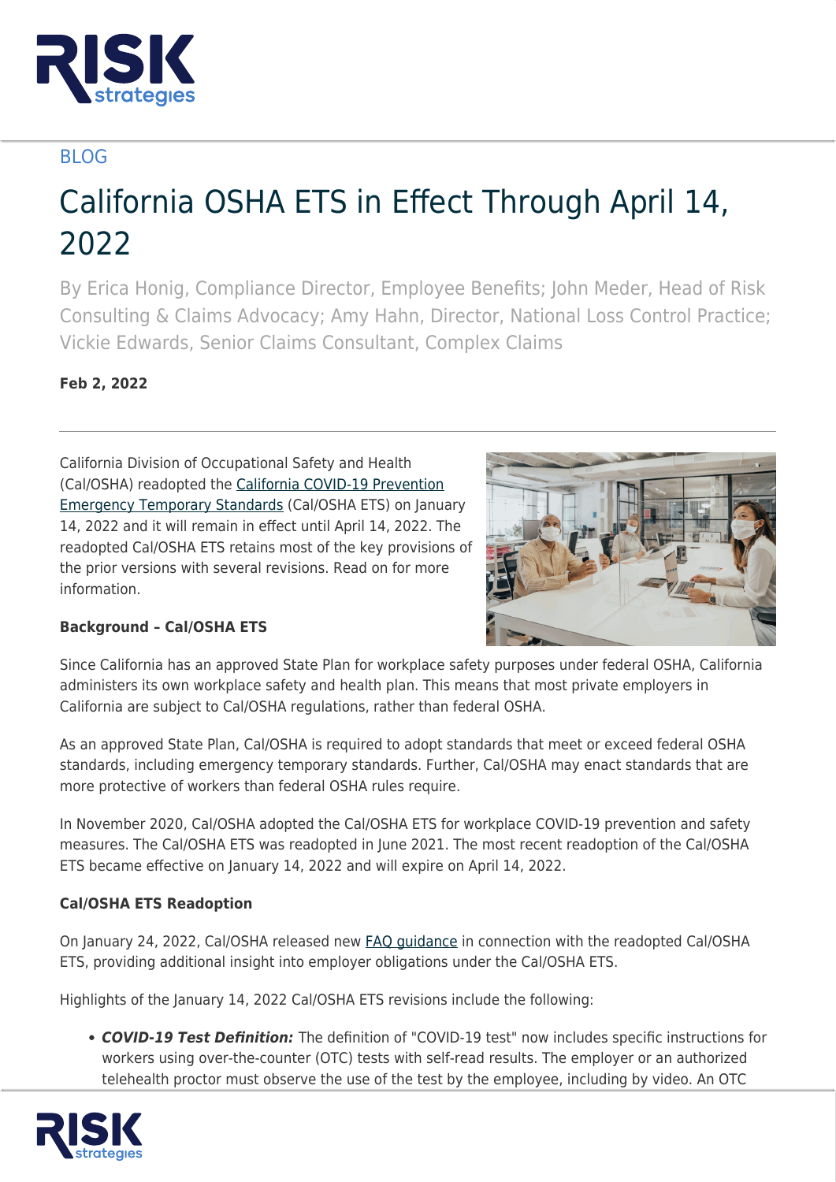BLOG

# California OSHA ETS in Effect Through April 14, 2022

By Erica Honig, Compliance Director, Employee Benefits; John Meder, Head of Risk Consulting & Claims Advocacy; Amy Hahn, Director, National Loss Control Practice; Vickie Edwards, Senior Claims Consultant, Complex Claims

**Feb 2, 2022**

---

California Division of Occupational Safety and Health (Cal/OSHA) readopted the California COVID-19 Prevention Emergency Temporary Standards (Cal/OSHA ETS) on January 14, 2022 and it will remain in effect until April 14, 2022. The readopted Cal/OSHA ETS retains most of the key provisions of the prior versions with several revisions. Read on for more information.

**Background – Cal/OSHA ETS**

Since California has an approved State Plan for workplace safety purposes under federal OSHA, California administers its own workplace safety and health plan. This means that most private employers in California are subject to Cal/OSHA regulations, rather than federal OSHA.

As an approved State Plan, Cal/OSHA is required to adopt standards that meet or exceed federal OSHA standards, including emergency temporary standards. Further, Cal/OSHA may enact standards that are more protective of workers than federal OSHA rules require.

In November 2020, Cal/OSHA adopted the Cal/OSHA ETS for workplace COVID-19 prevention and safety measures. The Cal/OSHA ETS was readopted in June 2021. The most recent readoption of the Cal/OSHA ETS became effective on January 14, 2022 and will expire on April 14, 2022.

**Cal/OSHA ETS Readoption**

On January 24, 2022, Cal/OSHA released new FAQ guidance in connection with the readopted Cal/OSHA ETS, providing additional insight into employer obligations under the Cal/OSHA ETS.

Highlights of the January 14, 2022 Cal/OSHA ETS revisions include the following:

- ***COVID-19 Test Definition:*** The definition of "COVID-19 test" now includes specific instructions for workers using over-the-counter (OTC) tests with self-read results. The employer or an authorized telehealth proctor must observe the use of the test by the employee, including by video. An OTC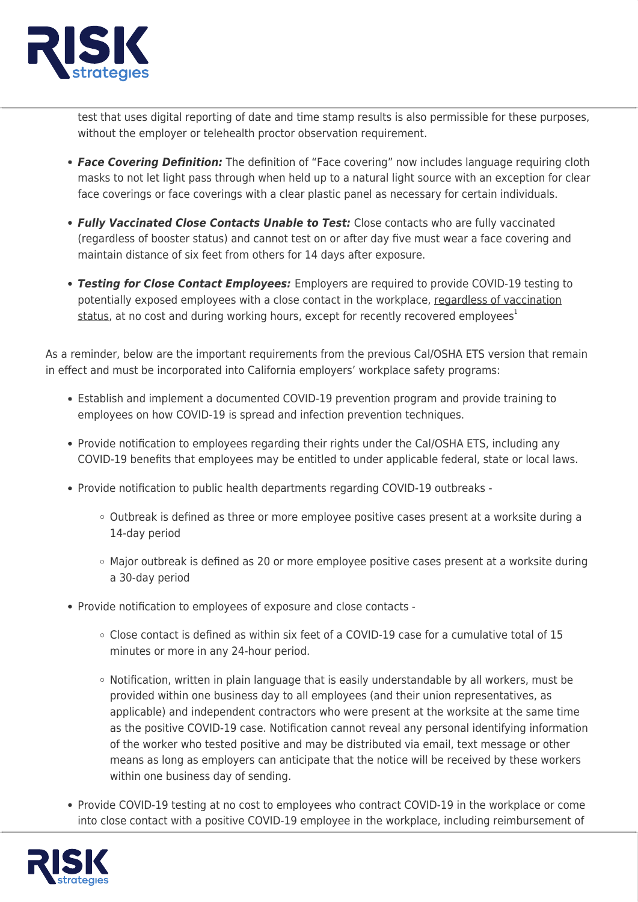test that uses digital reporting of date and time stamp results is also permissible for these purposes, without the employer or telehealth proctor observation requirement.

- ***Face Covering Definition:*** The definition of "Face covering" now includes language requiring cloth masks to not let light pass through when held up to a natural light source with an exception for clear face coverings or face coverings with a clear plastic panel as necessary for certain individuals.

- ***Fully Vaccinated Close Contacts Unable to Test:*** Close contacts who are fully vaccinated (regardless of booster status) and cannot test on or after day five must wear a face covering and maintain distance of six feet from others for 14 days after exposure.

- ***Testing for Close Contact Employees:*** Employers are required to provide COVID-19 testing to potentially exposed employees with a close contact in the workplace, regardless of vaccination status, at no cost and during working hours, except for recently recovered employees[1]

As a reminder, below are the important requirements from the previous Cal/OSHA ETS version that remain in effect and must be incorporated into California employers' workplace safety programs:

- Establish and implement a documented COVID-19 prevention program and provide training to employees on how COVID-19 is spread and infection prevention techniques.

- Provide notification to employees regarding their rights under the Cal/OSHA ETS, including any COVID-19 benefits that employees may be entitled to under applicable federal, state or local laws.

- Provide notification to public health departments regarding COVID-19 outbreaks -
  - Outbreak is defined as three or more employee positive cases present at a worksite during a 14-day period
  - Major outbreak is defined as 20 or more employee positive cases present at a worksite during a 30-day period

- Provide notification to employees of exposure and close contacts -
  - Close contact is defined as within six feet of a COVID-19 case for a cumulative total of 15 minutes or more in any 24-hour period.
  - Notification, written in plain language that is easily understandable by all workers, must be provided within one business day to all employees (and their union representatives, as applicable) and independent contractors who were present at the worksite at the same time as the positive COVID-19 case. Notification cannot reveal any personal identifying information of the worker who tested positive and may be distributed via email, text message or other means as long as employers can anticipate that the notice will be received by these workers within one business day of sending.

- Provide COVID-19 testing at no cost to employees who contract COVID-19 in the workplace or come into close contact with a positive COVID-19 employee in the workplace, including reimbursement of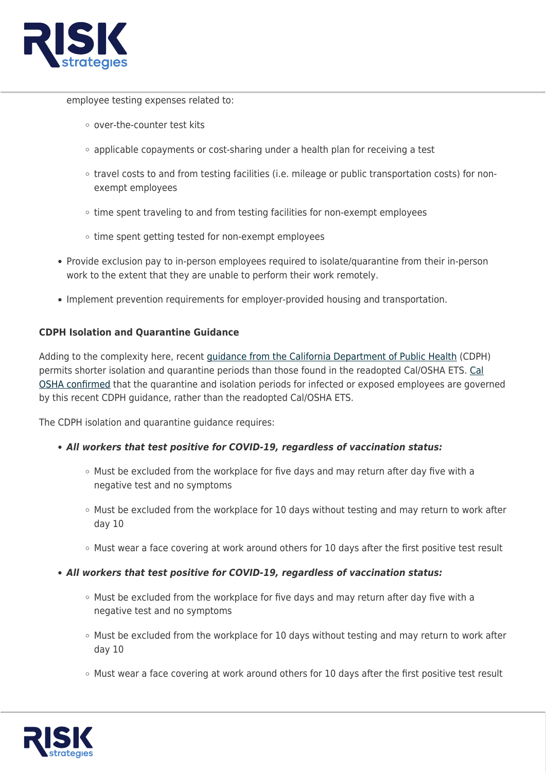employee testing expenses related to:

  - over-the-counter test kits
  - applicable copayments or cost-sharing under a health plan for receiving a test
  - travel costs to and from testing facilities (i.e. mileage or public transportation costs) for non-exempt employees
  - time spent traveling to and from testing facilities for non-exempt employees
  - time spent getting tested for non-exempt employees

- Provide exclusion pay to in-person employees required to isolate/quarantine from their in-person work to the extent that they are unable to perform their work remotely.
- Implement prevention requirements for employer-provided housing and transportation.

**CDPH Isolation and Quarantine Guidance**

Adding to the complexity here, recent guidance from the California Department of Public Health (CDPH) permits shorter isolation and quarantine periods than those found in the readopted Cal/OSHA ETS. Cal OSHA confirmed that the quarantine and isolation periods for infected or exposed employees are governed by this recent CDPH guidance, rather than the readopted Cal/OSHA ETS.

The CDPH isolation and quarantine guidance requires:

- ***All workers that test positive for COVID-19, regardless of vaccination status:***
  - Must be excluded from the workplace for five days and may return after day five with a negative test and no symptoms
  - Must be excluded from the workplace for 10 days without testing and may return to work after day 10
  - Must wear a face covering at work around others for 10 days after the first positive test result
- ***All workers that test positive for COVID-19, regardless of vaccination status:***
  - Must be excluded from the workplace for five days and may return after day five with a negative test and no symptoms
  - Must be excluded from the workplace for 10 days without testing and may return to work after day 10
  - Must wear a face covering at work around others for 10 days after the first positive test result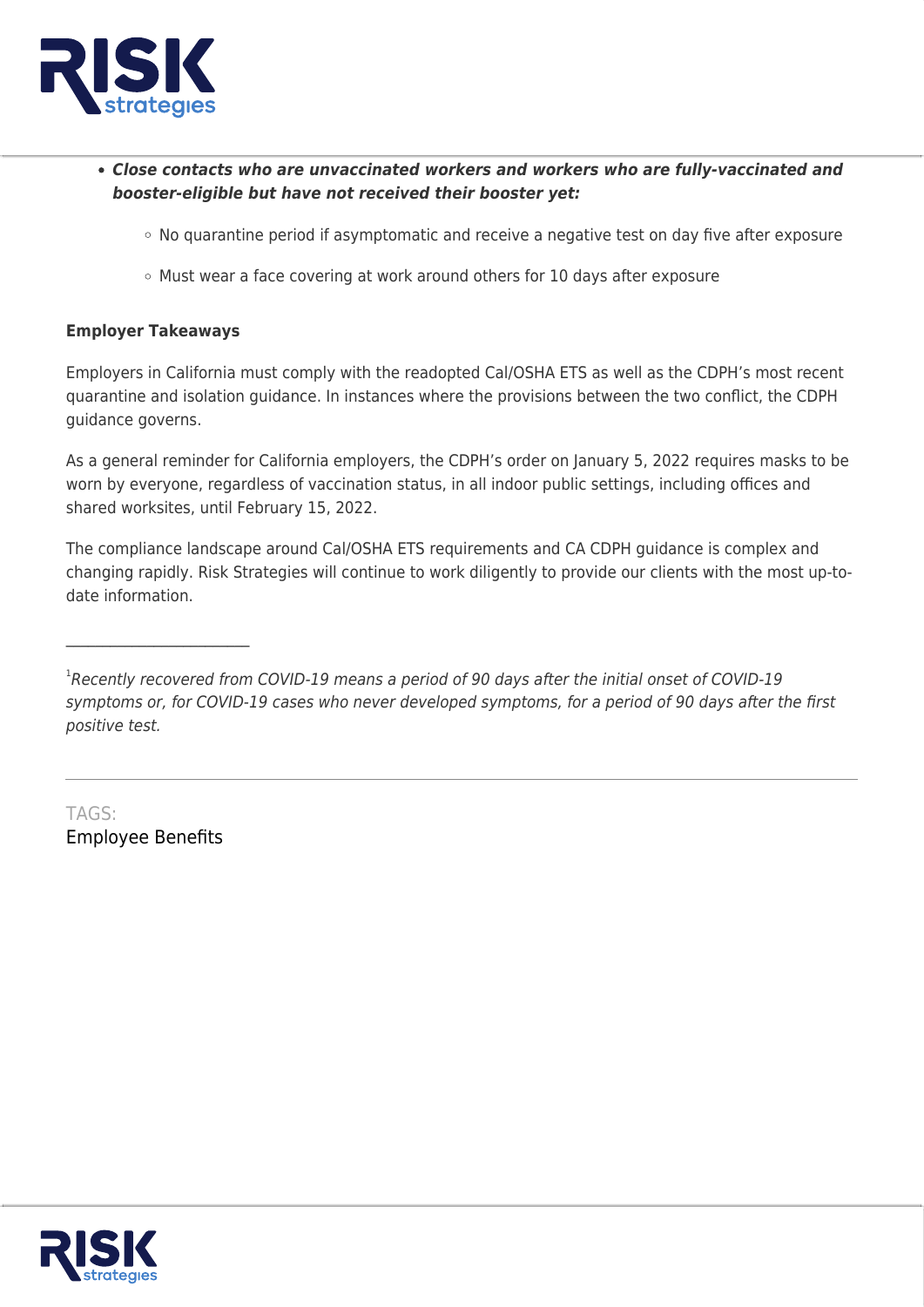- ***Close contacts who are unvaccinated workers and workers who are fully-vaccinated and booster-eligible but have not received their booster yet:***
  - No quarantine period if asymptomatic and receive a negative test on day five after exposure
  - Must wear a face covering at work around others for 10 days after exposure

**Employer Takeaways**

Employers in California must comply with the readopted Cal/OSHA ETS as well as the CDPH's most recent quarantine and isolation guidance. In instances where the provisions between the two conflict, the CDPH guidance governs.

As a general reminder for California employers, the CDPH's order on January 5, 2022 requires masks to be worn by everyone, regardless of vaccination status, in all indoor public settings, including offices and shared worksites, until February 15, 2022.

The compliance landscape around Cal/OSHA ETS requirements and CA CDPH guidance is complex and changing rapidly. Risk Strategies will continue to work diligently to provide our clients with the most up-to-date information.

---

[1] *Recently recovered from COVID-19 means a period of 90 days after the initial onset of COVID-19 symptoms or, for COVID-19 cases who never developed symptoms, for a period of 90 days after the first positive test.*

---

TAGS:
Employee Benefits